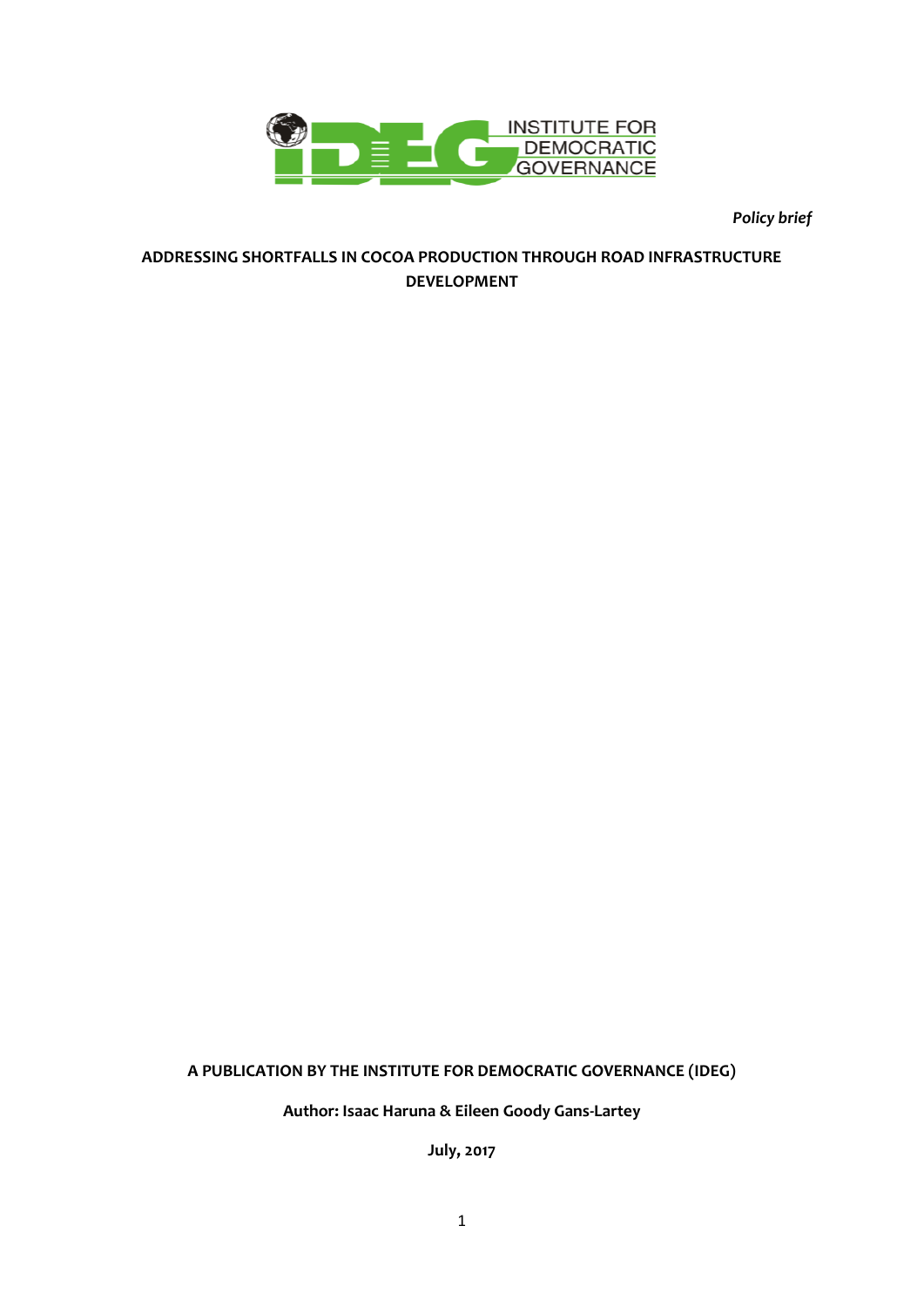INSTITUTE FOR DEMOCRATIC GOVERNANCE

*Policy brief*

# ADDRESSING SHORTFALLS IN COCOA PRODUCTION THROUGH ROAD INFRASTRUCTURE DEVELOPMENT

**A PUBLICATION BY THE INSTITUTE FOR DEMOCRATIC GOVERNANCE (IDEG)**

**Author: Isaac Haruna & Eileen Goody Gans-Lartey**

**July, 2017**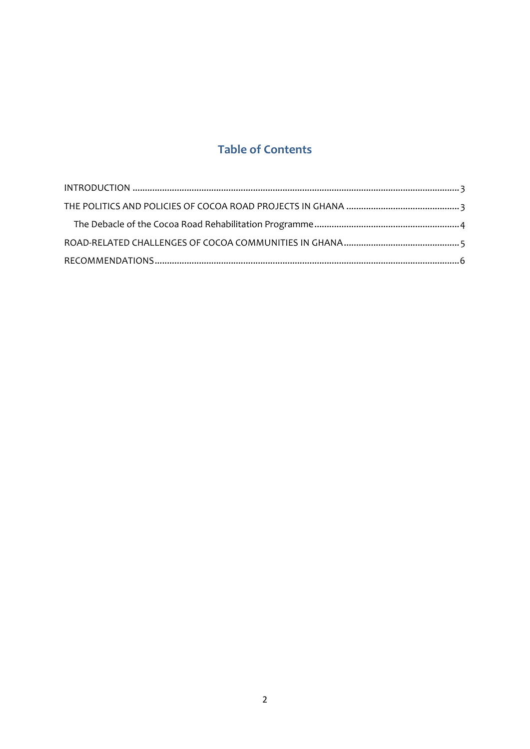## Table of Contents

INTRODUCTION ........................................................ 3

THE POLITICS AND POLICIES OF COCOA ROAD PROJECTS IN GHANA ........................ 3

- The Debacle of the Cocoa Road Rehabilitation Programme ........................ 4

ROAD-RELATED CHALLENGES OF COCOA COMMUNITIES IN GHANA ........................ 5

RECOMMENDATIONS ........................................................ 6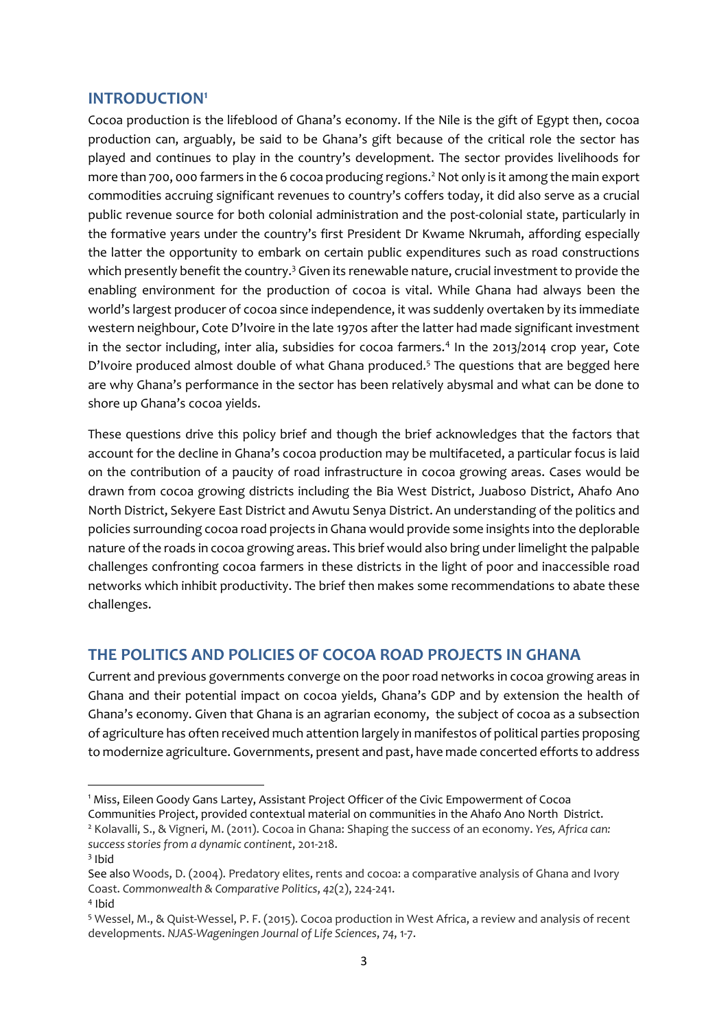## INTRODUCTION[1]

Cocoa production is the lifeblood of Ghana's economy. If the Nile is the gift of Egypt then, cocoa production can, arguably, be said to be Ghana's gift because of the critical role the sector has played and continues to play in the country's development. The sector provides livelihoods for more than 700, 000 farmers in the 6 cocoa producing regions.[2] Not only is it among the main export commodities accruing significant revenues to country's coffers today, it did also serve as a crucial public revenue source for both colonial administration and the post-colonial state, particularly in the formative years under the country's first President Dr Kwame Nkrumah, affording especially the latter the opportunity to embark on certain public expenditures such as road constructions which presently benefit the country.[3] Given its renewable nature, crucial investment to provide the enabling environment for the production of cocoa is vital. While Ghana had always been the world's largest producer of cocoa since independence, it was suddenly overtaken by its immediate western neighbour, Cote D'Ivoire in the late 1970s after the latter had made significant investment in the sector including, inter alia, subsidies for cocoa farmers.[4] In the 2013/2014 crop year, Cote D'Ivoire produced almost double of what Ghana produced.[5] The questions that are begged here are why Ghana's performance in the sector has been relatively abysmal and what can be done to shore up Ghana's cocoa yields.

These questions drive this policy brief and though the brief acknowledges that the factors that account for the decline in Ghana's cocoa production may be multifaceted, a particular focus is laid on the contribution of a paucity of road infrastructure in cocoa growing areas. Cases would be drawn from cocoa growing districts including the Bia West District, Juaboso District, Ahafo Ano North District, Sekyere East District and Awutu Senya District. An understanding of the politics and policies surrounding cocoa road projects in Ghana would provide some insights into the deplorable nature of the roads in cocoa growing areas. This brief would also bring under limelight the palpable challenges confronting cocoa farmers in these districts in the light of poor and inaccessible road networks which inhibit productivity. The brief then makes some recommendations to abate these challenges.

## THE POLITICS AND POLICIES OF COCOA ROAD PROJECTS IN GHANA

Current and previous governments converge on the poor road networks in cocoa growing areas in Ghana and their potential impact on cocoa yields, Ghana's GDP and by extension the health of Ghana's economy. Given that Ghana is an agrarian economy, the subject of cocoa as a subsection of agriculture has often received much attention largely in manifestos of political parties proposing to modernize agriculture. Governments, present and past, have made concerted efforts to address

---

[1] Miss, Eileen Goody Gans Lartey, Assistant Project Officer of the Civic Empowerment of Cocoa Communities Project, provided contextual material on communities in the Ahafo Ano North District.

[2] Kolavalli, S., & Vigneri, M. (2011). Cocoa in Ghana: Shaping the success of an economy. *Yes, Africa can: success stories from a dynamic continent*, 201-218.

[3] Ibid

See also Woods, D. (2004). Predatory elites, rents and cocoa: a comparative analysis of Ghana and Ivory Coast. *Commonwealth & Comparative Politics*, *42*(2), 224-241.

[4] Ibid

[5] Wessel, M., & Quist-Wessel, P. F. (2015). Cocoa production in West Africa, a review and analysis of recent developments. *NJAS-Wageningen Journal of Life Sciences*, *74*, 1-7.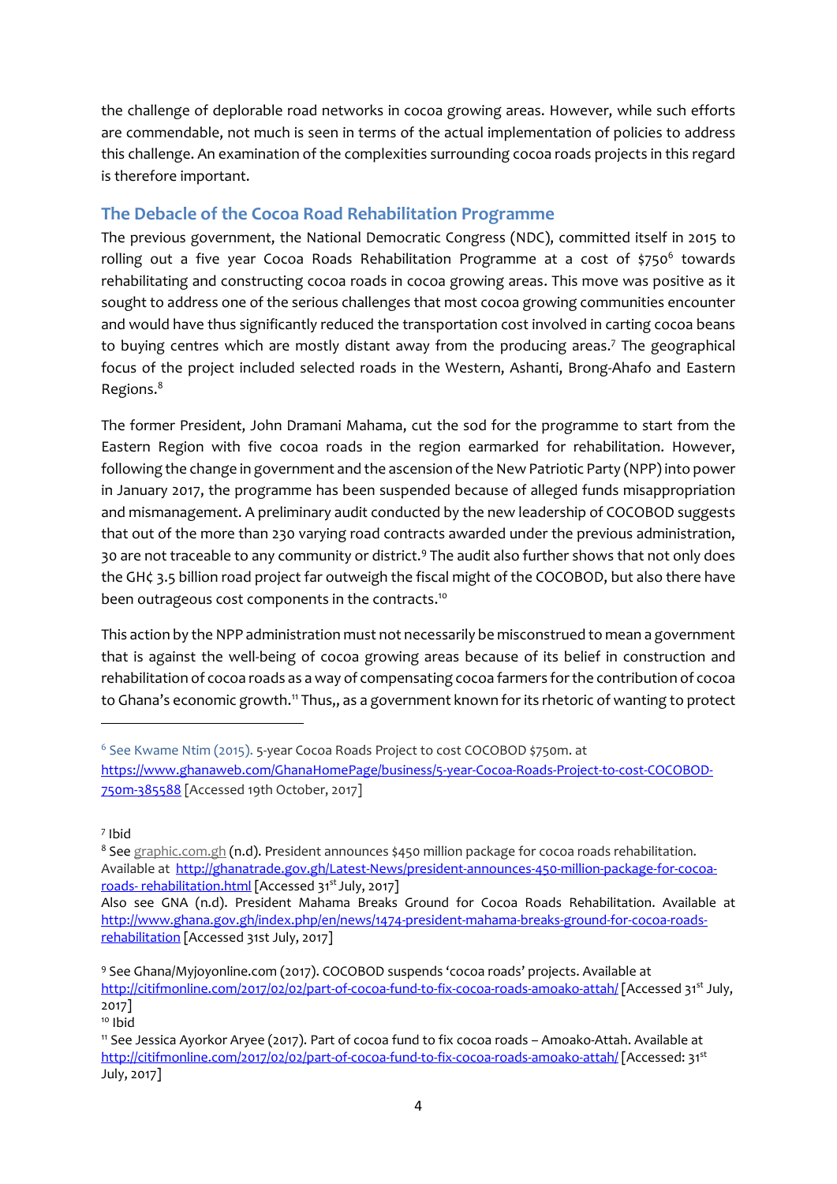the challenge of deplorable road networks in cocoa growing areas. However, while such efforts are commendable, not much is seen in terms of the actual implementation of policies to address this challenge. An examination of the complexities surrounding cocoa roads projects in this regard is therefore important.

## The Debacle of the Cocoa Road Rehabilitation Programme

The previous government, the National Democratic Congress (NDC), committed itself in 2015 to rolling out a five year Cocoa Roads Rehabilitation Programme at a cost of $750[6] towards rehabilitating and constructing cocoa roads in cocoa growing areas. This move was positive as it sought to address one of the serious challenges that most cocoa growing communities encounter and would have thus significantly reduced the transportation cost involved in carting cocoa beans to buying centres which are mostly distant away from the producing areas.[7] The geographical focus of the project included selected roads in the Western, Ashanti, Brong-Ahafo and Eastern Regions.[8]

The former President, John Dramani Mahama, cut the sod for the programme to start from the Eastern Region with five cocoa roads in the region earmarked for rehabilitation. However, following the change in government and the ascension of the New Patriotic Party (NPP) into power in January 2017, the programme has been suspended because of alleged funds misappropriation and mismanagement. A preliminary audit conducted by the new leadership of COCOBOD suggests that out of the more than 230 varying road contracts awarded under the previous administration, 30 are not traceable to any community or district.[9] The audit also further shows that not only does the GH¢ 3.5 billion road project far outweigh the fiscal might of the COCOBOD, but also there have been outrageous cost components in the contracts.[10]

This action by the NPP administration must not necessarily be misconstrued to mean a government that is against the well-being of cocoa growing areas because of its belief in construction and rehabilitation of cocoa roads as a way of compensating cocoa farmers for the contribution of cocoa to Ghana's economic growth.[11] Thus,, as a government known for its rhetoric of wanting to protect

---

[6] See Kwame Ntim (2015). 5-year Cocoa Roads Project to cost COCOBOD $750m. at https://www.ghanaweb.com/GhanaHomePage/business/5-year-Cocoa-Roads-Project-to-cost-COCOBOD-750m-385588 [Accessed 19th October, 2017]

[7] Ibid

[8] See graphic.com.gh (n.d). President announces $450 million package for cocoa roads rehabilitation. Available at http://ghanatrade.gov.gh/Latest-News/president-announces-450-million-package-for-cocoa-roads- rehabilitation.html [Accessed 31st July, 2017]
Also see GNA (n.d). President Mahama Breaks Ground for Cocoa Roads Rehabilitation. Available at http://www.ghana.gov.gh/index.php/en/news/1474-president-mahama-breaks-ground-for-cocoa-roads-rehabilitation [Accessed 31st July, 2017]

[9] See Ghana/Myjoyonline.com (2017). COCOBOD suspends 'cocoa roads' projects. Available at http://citifmonline.com/2017/02/02/part-of-cocoa-fund-to-fix-cocoa-roads-amoako-attah/ [Accessed 31st July, 2017]

[10] Ibid

[11] See Jessica Ayorkor Aryee (2017). Part of cocoa fund to fix cocoa roads – Amoako-Attah. Available at http://citifmonline.com/2017/02/02/part-of-cocoa-fund-to-fix-cocoa-roads-amoako-attah/ [Accessed: 31st July, 2017]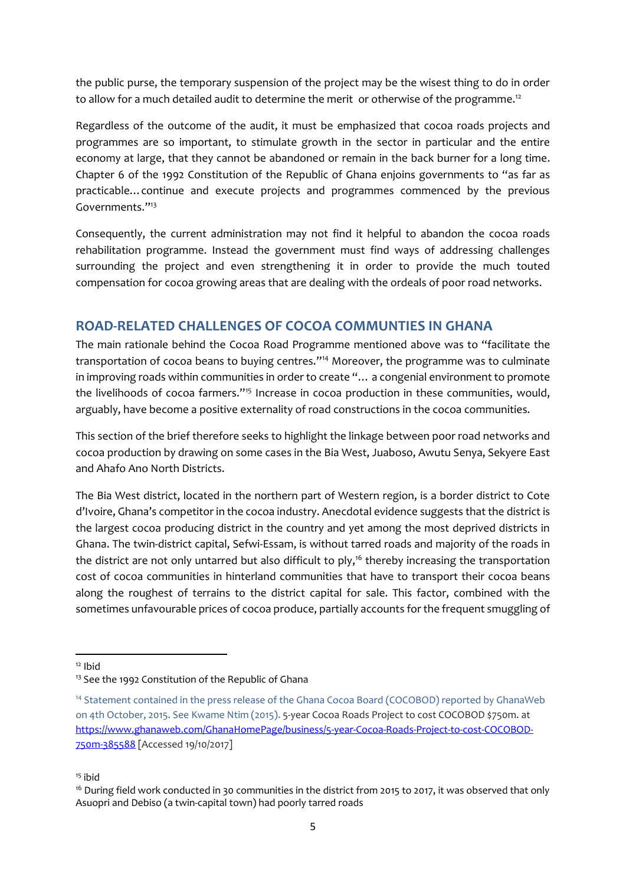the public purse, the temporary suspension of the project may be the wisest thing to do in order to allow for a much detailed audit to determine the merit or otherwise of the programme.[12]

Regardless of the outcome of the audit, it must be emphasized that cocoa roads projects and programmes are so important, to stimulate growth in the sector in particular and the entire economy at large, that they cannot be abandoned or remain in the back burner for a long time. Chapter 6 of the 1992 Constitution of the Republic of Ghana enjoins governments to "as far as practicable…continue and execute projects and programmes commenced by the previous Governments."[13]

Consequently, the current administration may not find it helpful to abandon the cocoa roads rehabilitation programme. Instead the government must find ways of addressing challenges surrounding the project and even strengthening it in order to provide the much touted compensation for cocoa growing areas that are dealing with the ordeals of poor road networks.

## ROAD-RELATED CHALLENGES OF COCOA COMMUNTIES IN GHANA

The main rationale behind the Cocoa Road Programme mentioned above was to "facilitate the transportation of cocoa beans to buying centres."[14] Moreover, the programme was to culminate in improving roads within communities in order to create "… a congenial environment to promote the livelihoods of cocoa farmers."[15] Increase in cocoa production in these communities, would, arguably, have become a positive externality of road constructions in the cocoa communities.

This section of the brief therefore seeks to highlight the linkage between poor road networks and cocoa production by drawing on some cases in the Bia West, Juaboso, Awutu Senya, Sekyere East and Ahafo Ano North Districts.

The Bia West district, located in the northern part of Western region, is a border district to Cote d'Ivoire, Ghana's competitor in the cocoa industry. Anecdotal evidence suggests that the district is the largest cocoa producing district in the country and yet among the most deprived districts in Ghana. The twin-district capital, Sefwi-Essam, is without tarred roads and majority of the roads in the district are not only untarred but also difficult to ply,[16] thereby increasing the transportation cost of cocoa communities in hinterland communities that have to transport their cocoa beans along the roughest of terrains to the district capital for sale. This factor, combined with the sometimes unfavourable prices of cocoa produce, partially accounts for the frequent smuggling of

---

[12] Ibid

[13] See the 1992 Constitution of the Republic of Ghana

[14] Statement contained in the press release of the Ghana Cocoa Board (COCOBOD) reported by GhanaWeb on 4th October, 2015. See Kwame Ntim (2015). 5-year Cocoa Roads Project to cost COCOBOD $750m. at https://www.ghanaweb.com/GhanaHomePage/business/5-year-Cocoa-Roads-Project-to-cost-COCOBOD-750m-385588 [Accessed 19/10/2017]

[15] ibid

[16] During field work conducted in 30 communities in the district from 2015 to 2017, it was observed that only Asuopri and Debiso (a twin-capital town) had poorly tarred roads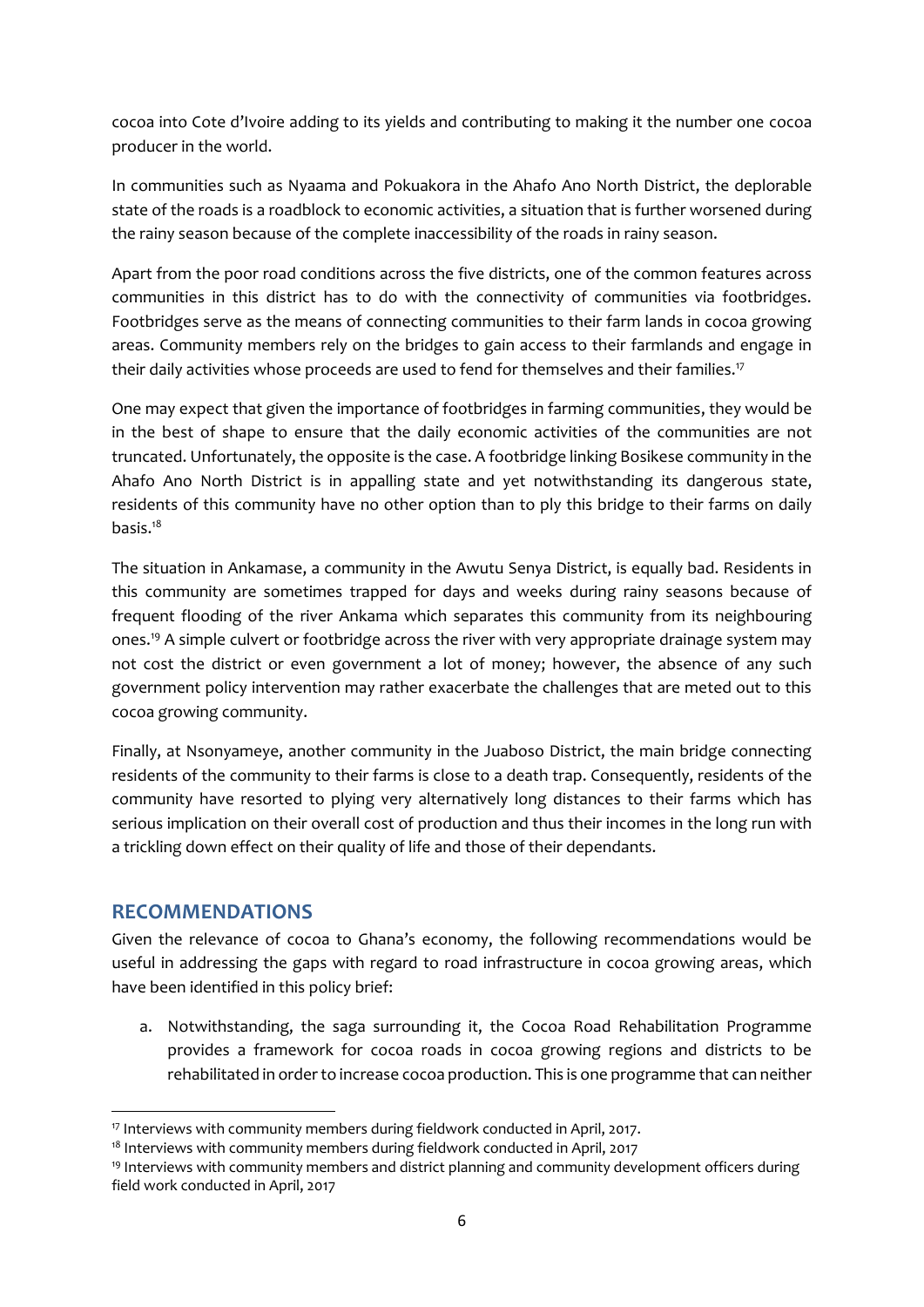cocoa into Cote d'Ivoire adding to its yields and contributing to making it the number one cocoa producer in the world.

In communities such as Nyaama and Pokuakora in the Ahafo Ano North District, the deplorable state of the roads is a roadblock to economic activities, a situation that is further worsened during the rainy season because of the complete inaccessibility of the roads in rainy season.

Apart from the poor road conditions across the five districts, one of the common features across communities in this district has to do with the connectivity of communities via footbridges. Footbridges serve as the means of connecting communities to their farm lands in cocoa growing areas. Community members rely on the bridges to gain access to their farmlands and engage in their daily activities whose proceeds are used to fend for themselves and their families.[17]

One may expect that given the importance of footbridges in farming communities, they would be in the best of shape to ensure that the daily economic activities of the communities are not truncated. Unfortunately, the opposite is the case. A footbridge linking Bosikese community in the Ahafo Ano North District is in appalling state and yet notwithstanding its dangerous state, residents of this community have no other option than to ply this bridge to their farms on daily basis.[18]

The situation in Ankamase, a community in the Awutu Senya District, is equally bad. Residents in this community are sometimes trapped for days and weeks during rainy seasons because of frequent flooding of the river Ankama which separates this community from its neighbouring ones.[19] A simple culvert or footbridge across the river with very appropriate drainage system may not cost the district or even government a lot of money; however, the absence of any such government policy intervention may rather exacerbate the challenges that are meted out to this cocoa growing community.

Finally, at Nsonyameye, another community in the Juaboso District, the main bridge connecting residents of the community to their farms is close to a death trap. Consequently, residents of the community have resorted to plying very alternatively long distances to their farms which has serious implication on their overall cost of production and thus their incomes in the long run with a trickling down effect on their quality of life and those of their dependants.

## RECOMMENDATIONS

Given the relevance of cocoa to Ghana's economy, the following recommendations would be useful in addressing the gaps with regard to road infrastructure in cocoa growing areas, which have been identified in this policy brief:

a. Notwithstanding, the saga surrounding it, the Cocoa Road Rehabilitation Programme provides a framework for cocoa roads in cocoa growing regions and districts to be rehabilitated in order to increase cocoa production. This is one programme that can neither

---

[17] Interviews with community members during fieldwork conducted in April, 2017.

[18] Interviews with community members during fieldwork conducted in April, 2017

[19] Interviews with community members and district planning and community development officers during field work conducted in April, 2017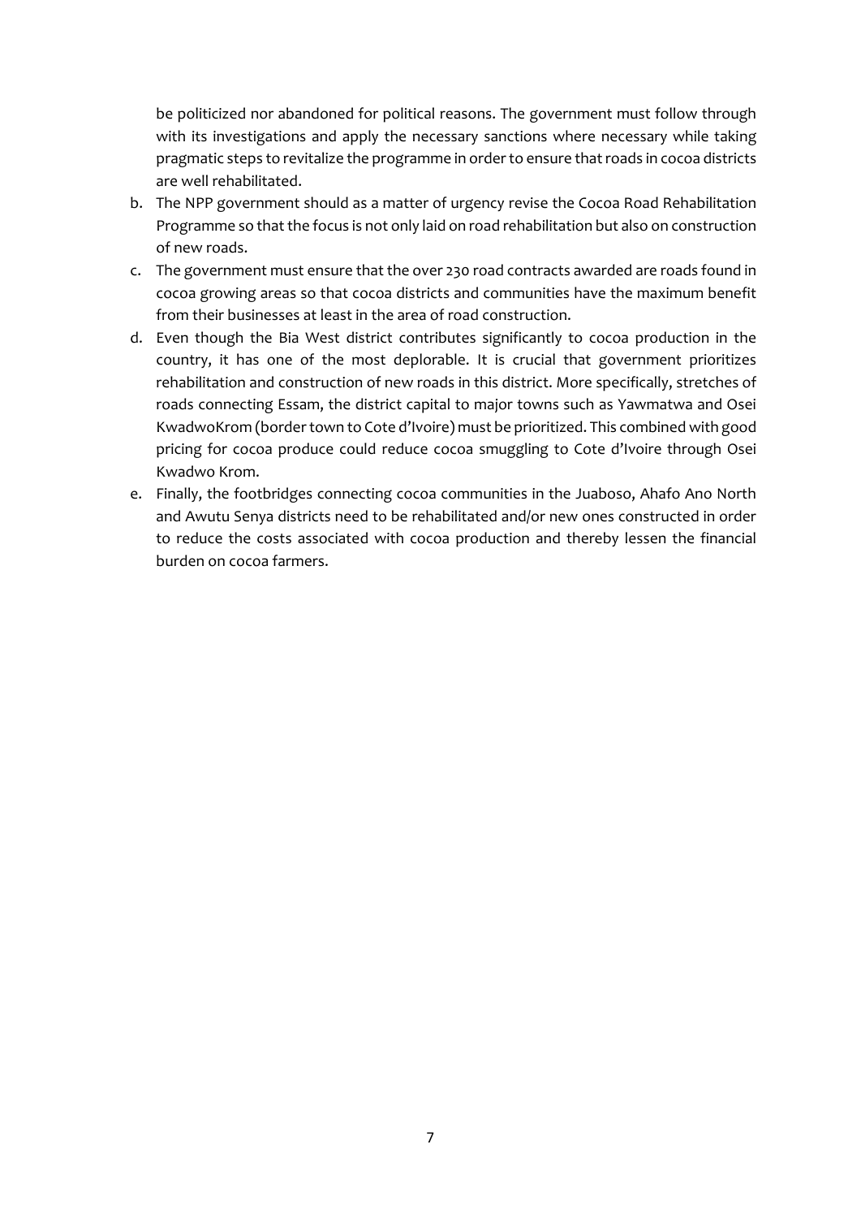be politicized nor abandoned for political reasons. The government must follow through with its investigations and apply the necessary sanctions where necessary while taking pragmatic steps to revitalize the programme in order to ensure that roads in cocoa districts are well rehabilitated.

b. The NPP government should as a matter of urgency revise the Cocoa Road Rehabilitation Programme so that the focus is not only laid on road rehabilitation but also on construction of new roads.

c. The government must ensure that the over 230 road contracts awarded are roads found in cocoa growing areas so that cocoa districts and communities have the maximum benefit from their businesses at least in the area of road construction.

d. Even though the Bia West district contributes significantly to cocoa production in the country, it has one of the most deplorable. It is crucial that government prioritizes rehabilitation and construction of new roads in this district. More specifically, stretches of roads connecting Essam, the district capital to major towns such as Yawmatwa and Osei KwadwoKrom (border town to Cote d'Ivoire) must be prioritized. This combined with good pricing for cocoa produce could reduce cocoa smuggling to Cote d'Ivoire through Osei Kwadwo Krom.

e. Finally, the footbridges connecting cocoa communities in the Juaboso, Ahafo Ano North and Awutu Senya districts need to be rehabilitated and/or new ones constructed in order to reduce the costs associated with cocoa production and thereby lessen the financial burden on cocoa farmers.